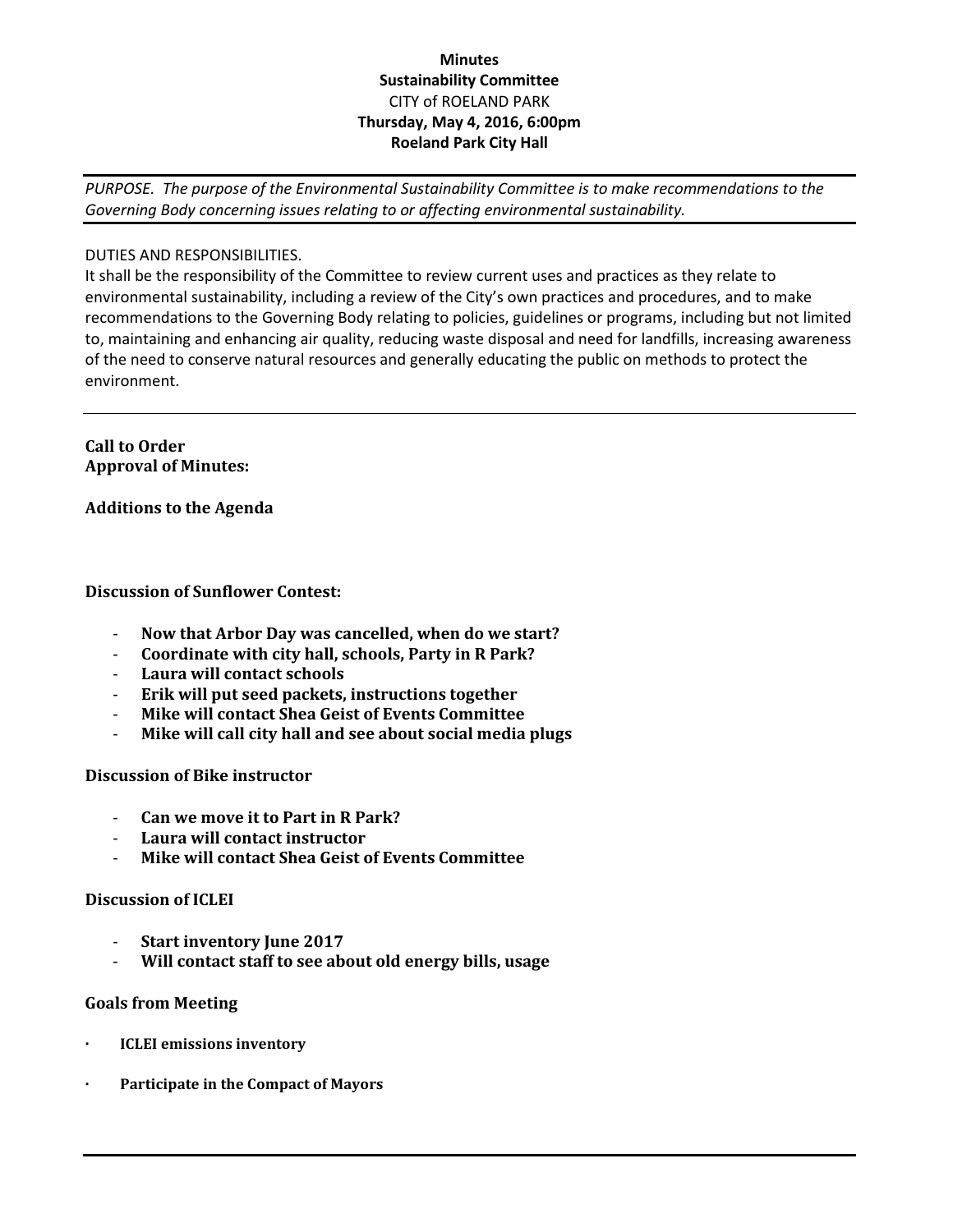**Minutes**
**Sustainability Committee**
CITY of ROELAND PARK
**Thursday, May 4, 2016, 6:00pm**
**Roeland Park City Hall**

---

*PURPOSE. The purpose of the Environmental Sustainability Committee is to make recommendations to the Governing Body concerning issues relating to or affecting environmental sustainability.*

---

DUTIES AND RESPONSIBILITIES.

It shall be the responsibility of the Committee to review current uses and practices as they relate to environmental sustainability, including a review of the City's own practices and procedures, and to make recommendations to the Governing Body relating to policies, guidelines or programs, including but not limited to, maintaining and enhancing air quality, reducing waste disposal and need for landfills, increasing awareness of the need to conserve natural resources and generally educating the public on methods to protect the environment.

---

**Call to Order**
**Approval of Minutes:**

**Additions to the Agenda**

**Discussion of Sunflower Contest:**

- **Now that Arbor Day was cancelled, when do we start?**
- **Coordinate with city hall, schools, Party in R Park?**
- **Laura will contact schools**
- **Erik will put seed packets, instructions together**
- **Mike will contact Shea Geist of Events Committee**
- **Mike will call city hall and see about social media plugs**

**Discussion of Bike instructor**

- **Can we move it to Part in R Park?**
- **Laura will contact instructor**
- **Mike will contact Shea Geist of Events Committee**

**Discussion of ICLEI**

- **Start inventory June 2017**
- **Will contact staff to see about old energy bills, usage**

**Goals from Meeting**

- **ICLEI emissions inventory**
- **Participate in the Compact of Mayors**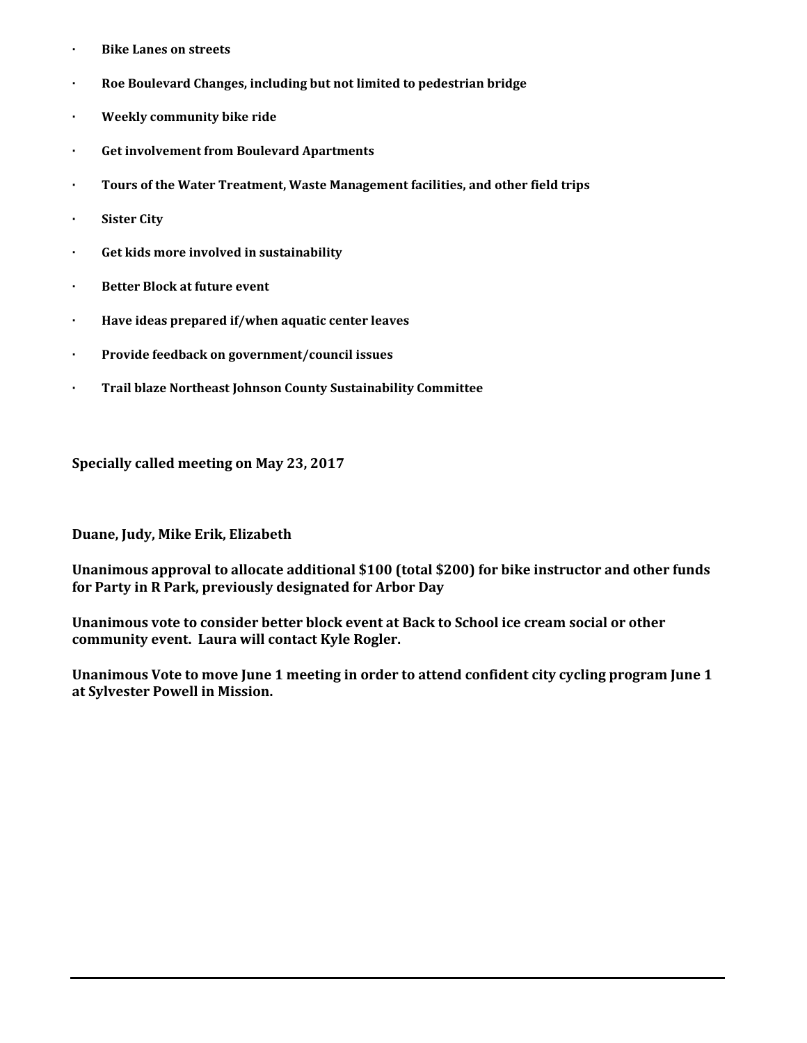- **Bike Lanes on streets**
- **Roe Boulevard Changes, including but not limited to pedestrian bridge**
- **Weekly community bike ride**
- **Get involvement from Boulevard Apartments**
- **Tours of the Water Treatment, Waste Management facilities, and other field trips**
- **Sister City**
- **Get kids more involved in sustainability**
- **Better Block at future event**
- **Have ideas prepared if/when aquatic center leaves**
- **Provide feedback on government/council issues**
- **Trail blaze Northeast Johnson County Sustainability Committee**

**Specially called meeting on May 23, 2017**

**Duane, Judy, Mike Erik, Elizabeth**

**Unanimous approval to allocate additional $100 (total $200) for bike instructor and other funds for Party in R Park, previously designated for Arbor Day**

**Unanimous vote to consider better block event at Back to School ice cream social or other community event. Laura will contact Kyle Rogler.**

**Unanimous Vote to move June 1 meeting in order to attend confident city cycling program June 1 at Sylvester Powell in Mission.**